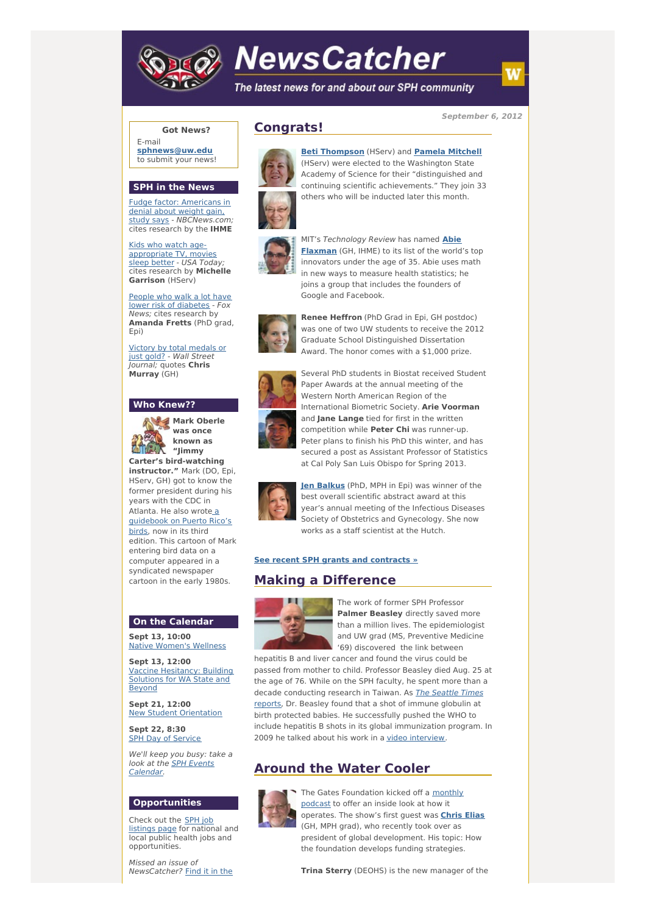# NewsCatcher

*The latest news for and about our SPH community*

**September 6, 2012**

## Congrats!

**Beti Thompson** (HServ) and **Pamela Mitchell** (HServ) were elected to the Washington State Academy of Science for their "distinguished and continuing scientific achievements." They join 33 others who will be inducted later this month.

MIT's *Technology Review* has named **Abie Flaxman** (GH, IHME) to its list of the world's top innovators under the age of 35. Abie uses math in new ways to measure health statistics; he joins a group that includes the founders of Google and Facebook.

**Renee Heffron** (PhD Grad in Epi, GH postdoc) was one of two UW students to receive the 2012 Graduate School Distinguished Dissertation Award. The honor comes with a $1,000 prize.

Several PhD students in Biostat received Student Paper Awards at the annual meeting of the Western North American Region of the International Biometric Society. **Arie Voorman** and **Jane Lange** tied for first in the written competition while **Peter Chi** was runner-up. Peter plans to finish his PhD this winter, and has secured a post as Assistant Professor of Statistics at Cal Poly San Luis Obispo for Spring 2013.

**Jen Balkus** (PhD, MPH in Epi) was winner of the best overall scientific abstract award at this year's annual meeting of the Infectious Diseases Society of Obstetrics and Gynecology. She now works as a staff scientist at the Hutch.

**See recent SPH grants and contracts »**

## Making a Difference

The work of former SPH Professor **Palmer Beasley** directly saved more than a million lives. The epidemiologist and UW grad (MS, Preventive Medicine '69) discovered the link between hepatitis B and liver cancer and found the virus could be passed from mother to child. Professor Beasley died Aug. 25 at the age of 76. While on the SPH faculty, he spent more than a decade conducting research in Taiwan. As *The Seattle Times* reports, Dr. Beasley found that a shot of immune globulin at birth protected babies. He successfully pushed the WHO to include hepatitis B shots in its global immunization program. In 2009 he talked about his work in a video interview.

## Around the Water Cooler

The Gates Foundation kicked off a monthly podcast to offer an inside look at how it operates. The show's first guest was **Chris Elias** (GH, MPH grad), who recently took over as president of global development. His topic: How the foundation develops funding strategies.

**Trina Sterry** (DEOHS) is the new manager of the

---

**Got News?**

E-mail **sphnews@uw.edu** to submit your news!

## SPH in the News

Fudge factor: Americans in denial about weight gain, study says - *NBCNews.com;* cites research by the **IHME**

Kids who watch age-appropriate TV, movies sleep better - *USA Today;* cites research by **Michelle Garrison** (HServ)

People who walk a lot have lower risk of diabetes - *Fox News;* cites research by **Amanda Fretts** (PhD grad, Epi)

Victory by total medals or just gold? - *Wall Street Journal;* quotes **Chris Murray** (GH)

## Who Knew??

**Mark Oberle was once known as "Jimmy Carter's bird-watching instructor."** Mark (DO, Epi, HServ, GH) got to know the former president during his years with the CDC in Atlanta. He also wrote a guidebook on Puerto Rico's birds, now in its third edition. This cartoon of Mark entering bird data on a computer appeared in a syndicated newspaper cartoon in the early 1980s.

## On the Calendar

**Sept 13, 10:00**
Native Women's Wellness

**Sept 13, 12:00**
Vaccine Hesitancy: Building Solutions for WA State and Beyond

**Sept 21, 12:00**
New Student Orientation

**Sept 22, 8:30**
SPH Day of Service

*We'll keep you busy: take a look at the SPH Events Calendar.*

## Opportunities

Check out the SPH job listings page for national and local public health jobs and opportunities.

*Missed an issue of NewsCatcher?* Find it in the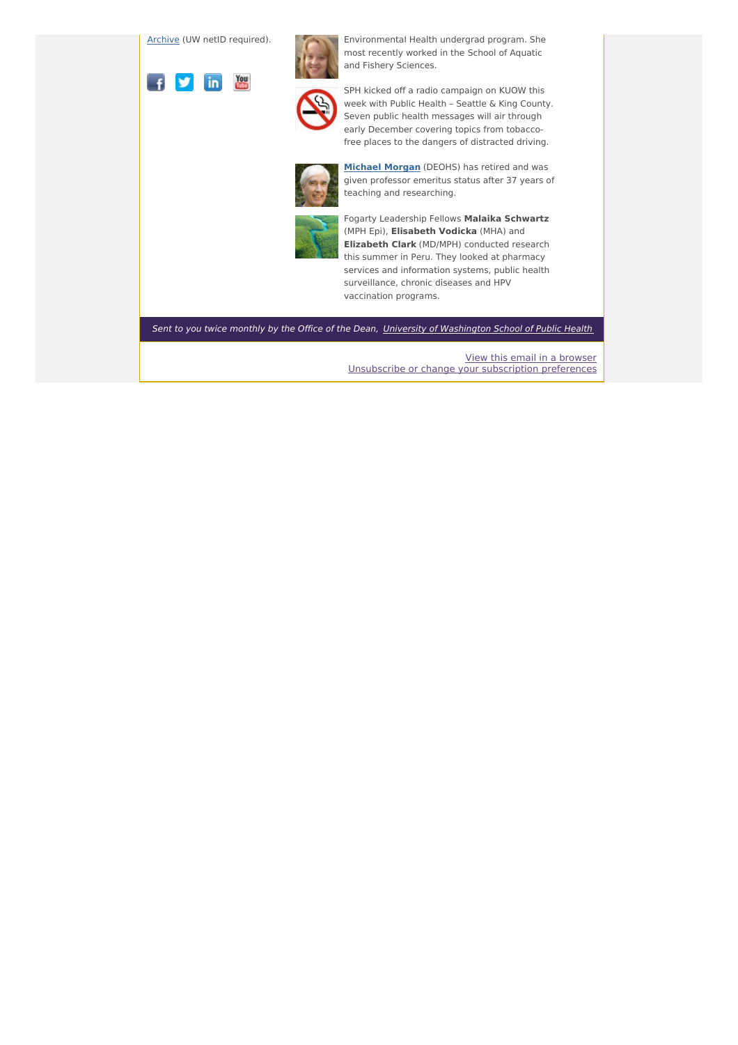Archive (UW netID required).

Environmental Health undergrad program. She most recently worked in the School of Aquatic and Fishery Sciences.

SPH kicked off a radio campaign on KUOW this week with Public Health – Seattle & King County. Seven public health messages will air through early December covering topics from tobacco-free places to the dangers of distracted driving.

**Michael Morgan** (DEOHS) has retired and was given professor emeritus status after 37 years of teaching and researching.

Fogarty Leadership Fellows **Malaika Schwartz** (MPH Epi), **Elisabeth Vodicka** (MHA) and **Elizabeth Clark** (MD/MPH) conducted research this summer in Peru. They looked at pharmacy services and information systems, public health surveillance, chronic diseases and HPV vaccination programs.

*Sent to you twice monthly by the Office of the Dean, University of Washington School of Public Health*

View this email in a browser
Unsubscribe or change your subscription preferences